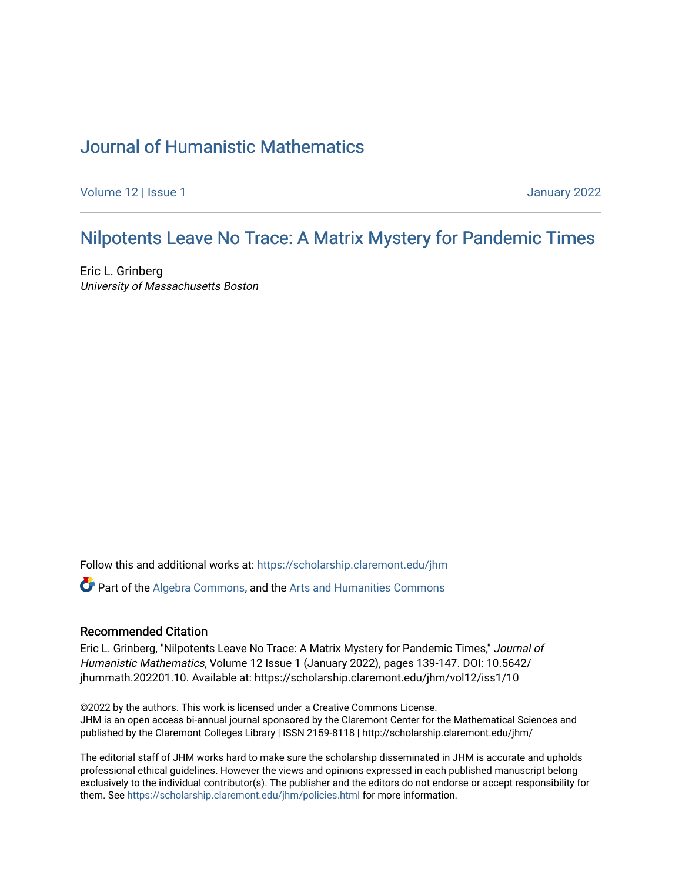# Journal of Humanistic Mathematics

Volume 12 | Issue 1 January 2022

## Nilpotents Leave No Trace: A Matrix Mystery for Pandemic Times

Eric L. Grinberg
*University of Massachusetts Boston*

Follow this and additional works at: https://scholarship.claremont.edu/jhm

Part of the Algebra Commons, and the Arts and Humanities Commons

### Recommended Citation

Eric L. Grinberg, "Nilpotents Leave No Trace: A Matrix Mystery for Pandemic Times," *Journal of Humanistic Mathematics*, Volume 12 Issue 1 (January 2022), pages 139-147. DOI: 10.5642/jhummath.202201.10. Available at: https://scholarship.claremont.edu/jhm/vol12/iss1/10

©2022 by the authors. This work is licensed under a Creative Commons License.
JHM is an open access bi-annual journal sponsored by the Claremont Center for the Mathematical Sciences and published by the Claremont Colleges Library | ISSN 2159-8118 | http://scholarship.claremont.edu/jhm/

The editorial staff of JHM works hard to make sure the scholarship disseminated in JHM is accurate and upholds professional ethical guidelines. However the views and opinions expressed in each published manuscript belong exclusively to the individual contributor(s). The publisher and the editors do not endorse or accept responsibility for them. See https://scholarship.claremont.edu/jhm/policies.html for more information.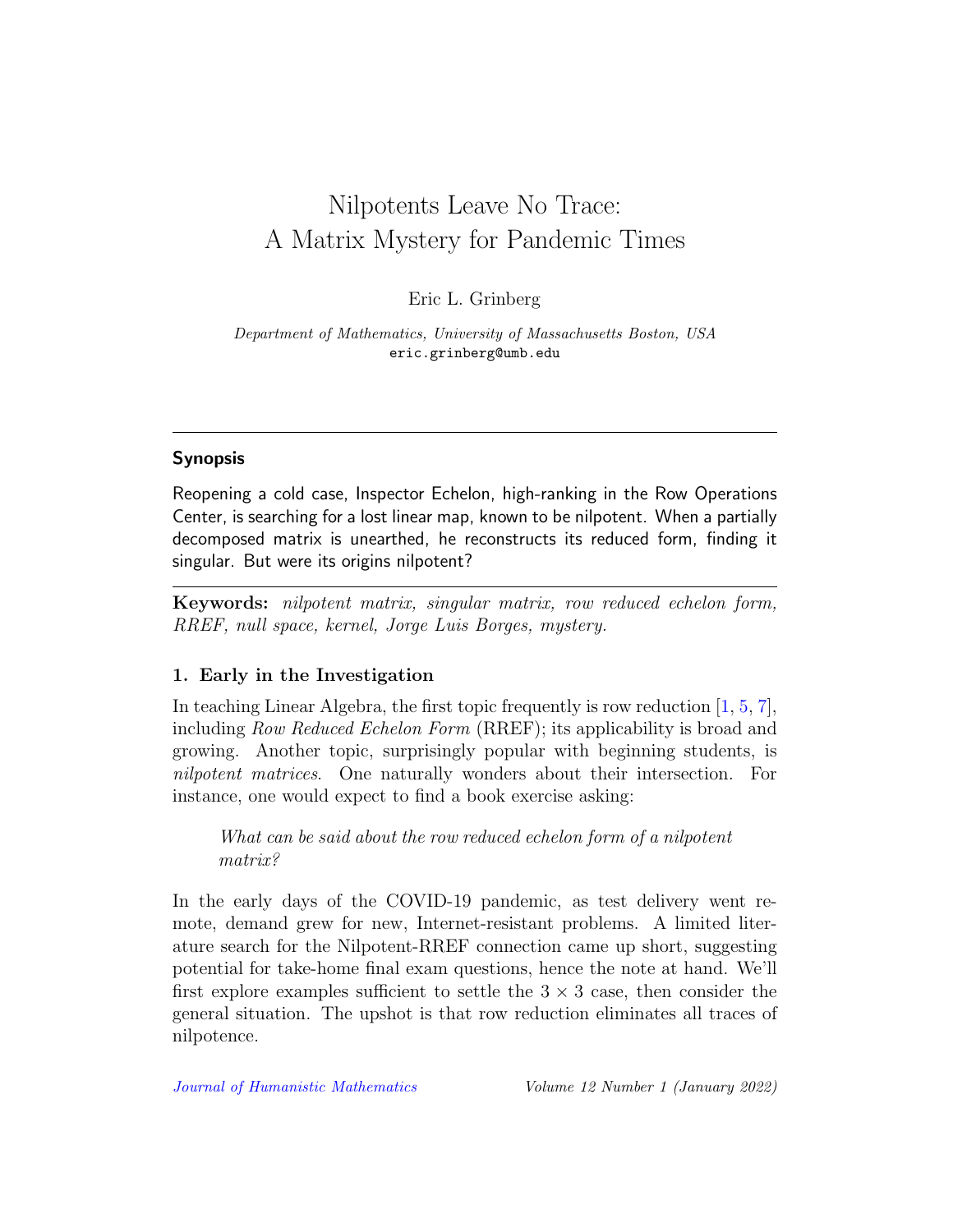# Nilpotents Leave No Trace: A Matrix Mystery for Pandemic Times

Eric L. Grinberg

*Department of Mathematics, University of Massachusetts Boston, USA*
eric.grinberg@umb.edu

---

## Synopsis

Reopening a cold case, Inspector Echelon, high-ranking in the Row Operations Center, is searching for a lost linear map, known to be nilpotent. When a partially decomposed matrix is unearthed, he reconstructs its reduced form, finding it singular. But were its origins nilpotent?

---

**Keywords:** *nilpotent matrix, singular matrix, row reduced echelon form, RREF, null space, kernel, Jorge Luis Borges, mystery.*

### 1. Early in the Investigation

In teaching Linear Algebra, the first topic frequently is row reduction [1, 5, 7], including *Row Reduced Echelon Form* (RREF); its applicability is broad and growing. Another topic, surprisingly popular with beginning students, is *nilpotent matrices*. One naturally wonders about their intersection. For instance, one would expect to find a book exercise asking:

> *What can be said about the row reduced echelon form of a nilpotent matrix?*

In the early days of the COVID-19 pandemic, as test delivery went remote, demand grew for new, Internet-resistant problems. A limited literature search for the Nilpotent-RREF connection came up short, suggesting potential for take-home final exam questions, hence the note at hand. We'll first explore examples sufficient to settle the $3 \times 3$ case, then consider the general situation. The upshot is that row reduction eliminates all traces of nilpotence.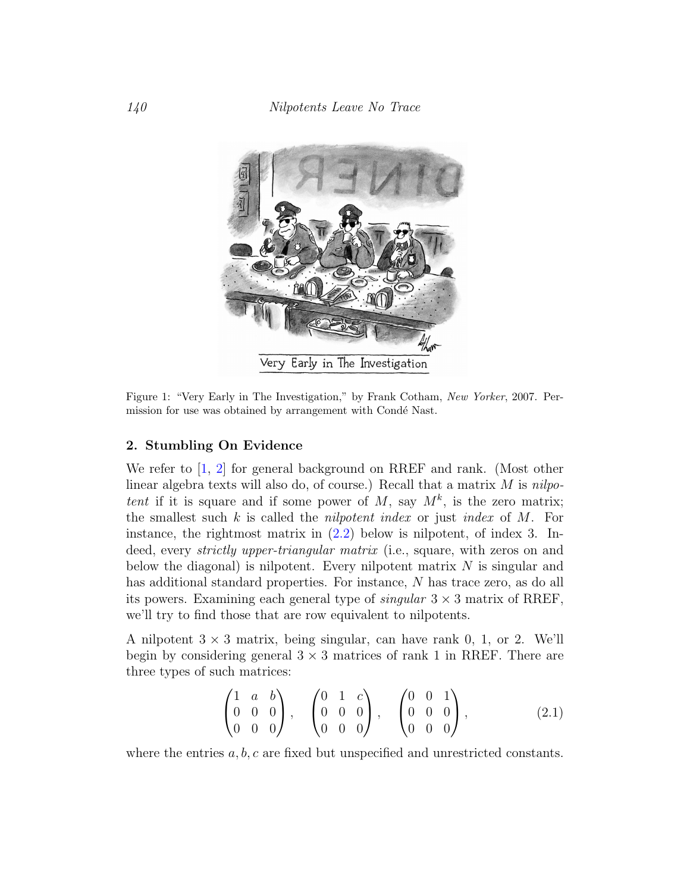Figure 1: "Very Early in The Investigation," by Frank Cotham, *New Yorker*, 2007. Permission for use was obtained by arrangement with Condé Nast.

## 2. Stumbling On Evidence

We refer to [1, 2] for general background on RREF and rank. (Most other linear algebra texts will also do, of course.) Recall that a matrix $M$ is *nilpotent* if it is square and if some power of $M$, say $M^k$, is the zero matrix; the smallest such $k$ is called the *nilpotent index* or just *index* of $M$. For instance, the rightmost matrix in (2.2) below is nilpotent, of index 3. Indeed, every *strictly upper-triangular matrix* (i.e., square, with zeros on and below the diagonal) is nilpotent. Every nilpotent matrix $N$ is singular and has additional standard properties. For instance, $N$ has trace zero, as do all its powers. Examining each general type of *singular* $3 \times 3$ matrix of RREF, we'll try to find those that are row equivalent to nilpotents.

A nilpotent $3 \times 3$ matrix, being singular, can have rank 0, 1, or 2. We'll begin by considering general $3 \times 3$ matrices of rank 1 in RREF. There are three types of such matrices:

$$\begin{pmatrix} 1 & a & b \\ 0 & 0 & 0 \\ 0 & 0 & 0 \end{pmatrix}, \quad \begin{pmatrix} 0 & 1 & c \\ 0 & 0 & 0 \\ 0 & 0 & 0 \end{pmatrix}, \quad \begin{pmatrix} 0 & 0 & 1 \\ 0 & 0 & 0 \\ 0 & 0 & 0 \end{pmatrix}, \tag{2.1}$$

where the entries $a, b, c$ are fixed but unspecified and unrestricted constants.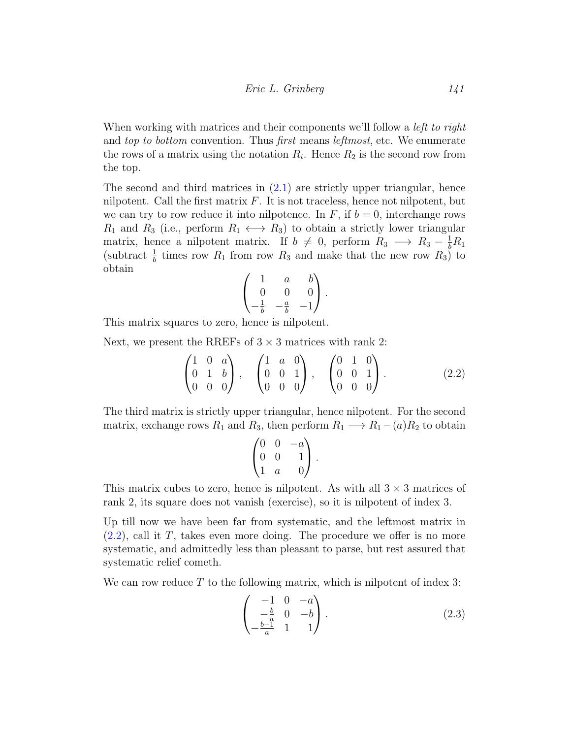When working with matrices and their components we'll follow a *left to right* and *top to bottom* convention. Thus *first* means *leftmost*, etc. We enumerate the rows of a matrix using the notation $R_i$. Hence $R_2$ is the second row from the top.

The second and third matrices in (2.1) are strictly upper triangular, hence nilpotent. Call the first matrix $F$. It is not traceless, hence not nilpotent, but we can try to row reduce it into nilpotence. In $F$, if $b = 0$, interchange rows $R_1$ and $R_3$ (i.e., perform $R_1 \longleftrightarrow R_3$) to obtain a strictly lower triangular matrix, hence a nilpotent matrix. If $b \neq 0$, perform $R_3 \longrightarrow R_3 - \frac{1}{b}R_1$ (subtract $\frac{1}{b}$ times row $R_1$ from row $R_3$ and make that the new row $R_3$) to obtain

$$\begin{pmatrix} 1 & a & b \\ 0 & 0 & 0 \\ -\frac{1}{b} & -\frac{a}{b} & -1 \end{pmatrix}.$$

This matrix squares to zero, hence is nilpotent.

Next, we present the RREFs of $3 \times 3$ matrices with rank 2:

$$\begin{pmatrix} 1 & 0 & a \\ 0 & 1 & b \\ 0 & 0 & 0 \end{pmatrix}, \quad \begin{pmatrix} 1 & a & 0 \\ 0 & 0 & 1 \\ 0 & 0 & 0 \end{pmatrix}, \quad \begin{pmatrix} 0 & 1 & 0 \\ 0 & 0 & 1 \\ 0 & 0 & 0 \end{pmatrix}. \tag{2.2}$$

The third matrix is strictly upper triangular, hence nilpotent. For the second matrix, exchange rows $R_1$ and $R_3$, then perform $R_1 \longrightarrow R_1 - (a)R_2$ to obtain

$$\begin{pmatrix} 0 & 0 & -a \\ 0 & 0 & 1 \\ 1 & a & 0 \end{pmatrix}.$$

This matrix cubes to zero, hence is nilpotent. As with all $3 \times 3$ matrices of rank 2, its square does not vanish (exercise), so it is nilpotent of index 3.

Up till now we have been far from systematic, and the leftmost matrix in (2.2), call it $T$, takes even more doing. The procedure we offer is no more systematic, and admittedly less than pleasant to parse, but rest assured that systematic relief cometh.

We can row reduce $T$ to the following matrix, which is nilpotent of index 3:

$$\begin{pmatrix} -1 & 0 & -a \\ -\frac{b}{a} & 0 & -b \\ -\frac{b-1}{a} & 1 & 1 \end{pmatrix}. \tag{2.3}$$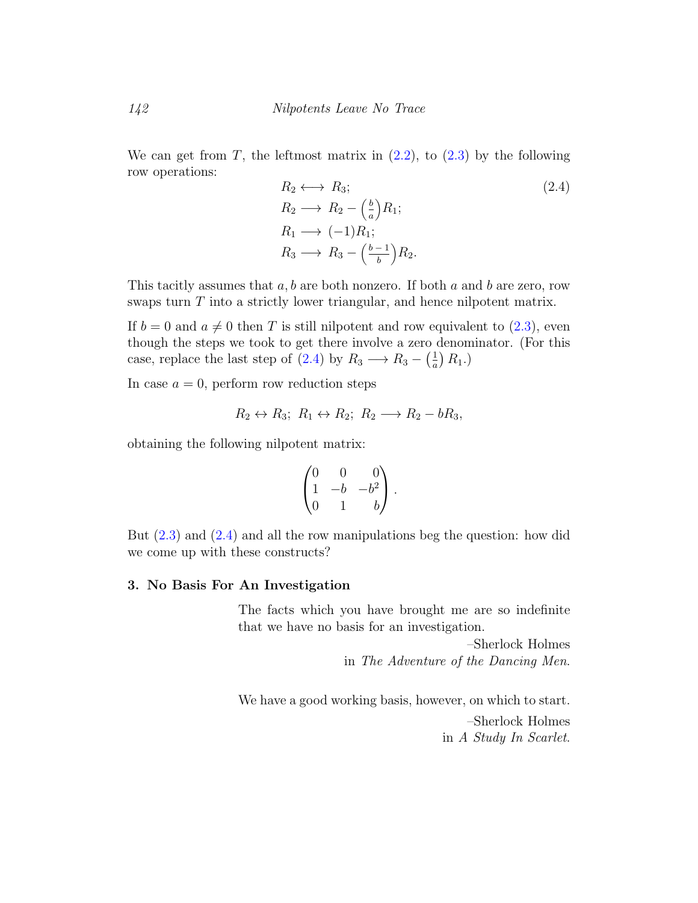We can get from $T$, the leftmost matrix in (2.2), to (2.3) by the following row operations:

$$
\begin{aligned}
&R_2 \longleftrightarrow R_3; \\
&R_2 \longrightarrow R_2 - \left(\tfrac{b}{a}\right) R_1; \\
&R_1 \longrightarrow (-1) R_1; \\
&R_3 \longrightarrow R_3 - \left(\tfrac{b-1}{b}\right) R_2.
\end{aligned}
\tag{2.4}
$$

This tacitly assumes that $a, b$ are both nonzero. If both $a$ and $b$ are zero, row swaps turn $T$ into a strictly lower triangular, and hence nilpotent matrix.

If $b = 0$ and $a \neq 0$ then $T$ is still nilpotent and row equivalent to (2.3), even though the steps we took to get there involve a zero denominator. (For this case, replace the last step of (2.4) by $R_3 \longrightarrow R_3 - \left(\frac{1}{a}\right) R_1$.)

In case $a = 0$, perform row reduction steps

$$R_2 \leftrightarrow R_3;\ R_1 \leftrightarrow R_2;\ R_2 \longrightarrow R_2 - bR_3,$$

obtaining the following nilpotent matrix:

$$\begin{pmatrix} 0 & 0 & 0 \\ 1 & -b & -b^2 \\ 0 & 1 & b \end{pmatrix}.$$

But (2.3) and (2.4) and all the row manipulations beg the question: how did we come up with these constructs?

## 3. No Basis For An Investigation

> The facts which you have brought me are so indefinite that we have no basis for an investigation.
>
> –Sherlock Holmes
> in *The Adventure of the Dancing Men.*

> We have a good working basis, however, on which to start.
>
> –Sherlock Holmes
> in *A Study In Scarlet.*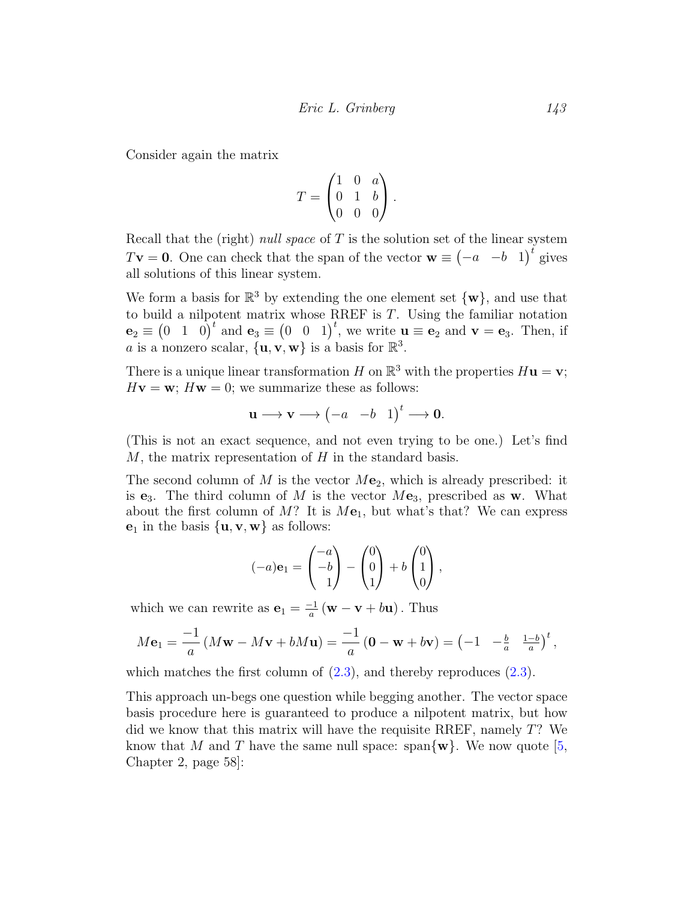Consider again the matrix

$$T = \begin{pmatrix} 1 & 0 & a \\ 0 & 1 & b \\ 0 & 0 & 0 \end{pmatrix}.$$

Recall that the (right) *null space* of $T$ is the solution set of the linear system $T\mathbf{v} = \mathbf{0}$. One can check that the span of the vector $\mathbf{w} \equiv \begin{pmatrix} -a & -b & 1 \end{pmatrix}^t$ gives all solutions of this linear system.

We form a basis for $\mathbb{R}^3$ by extending the one element set $\{\mathbf{w}\}$, and use that to build a nilpotent matrix whose RREF is $T$. Using the familiar notation $\mathbf{e}_2 \equiv \begin{pmatrix} 0 & 1 & 0 \end{pmatrix}^t$ and $\mathbf{e}_3 \equiv \begin{pmatrix} 0 & 0 & 1 \end{pmatrix}^t$, we write $\mathbf{u} \equiv \mathbf{e}_2$ and $\mathbf{v} = \mathbf{e}_3$. Then, if $a$ is a nonzero scalar, $\{\mathbf{u}, \mathbf{v}, \mathbf{w}\}$ is a basis for $\mathbb{R}^3$.

There is a unique linear transformation $H$ on $\mathbb{R}^3$ with the properties $H\mathbf{u} = \mathbf{v}$; $H\mathbf{v} = \mathbf{w}$; $H\mathbf{w} = 0$; we summarize these as follows:

$$\mathbf{u} \longrightarrow \mathbf{v} \longrightarrow \begin{pmatrix} -a & -b & 1 \end{pmatrix}^t \longrightarrow \mathbf{0}.$$

(This is not an exact sequence, and not even trying to be one.) Let's find $M$, the matrix representation of $H$ in the standard basis.

The second column of $M$ is the vector $M\mathbf{e}_2$, which is already prescribed: it is $\mathbf{e}_3$. The third column of $M$ is the vector $M\mathbf{e}_3$, prescribed as $\mathbf{w}$. What about the first column of $M$? It is $M\mathbf{e}_1$, but what's that? We can express $\mathbf{e}_1$ in the basis $\{\mathbf{u}, \mathbf{v}, \mathbf{w}\}$ as follows:

$$(-a)\mathbf{e}_1 = \begin{pmatrix} -a \\ -b \\ 1 \end{pmatrix} - \begin{pmatrix} 0 \\ 0 \\ 1 \end{pmatrix} + b \begin{pmatrix} 0 \\ 1 \\ 0 \end{pmatrix},$$

which we can rewrite as $\mathbf{e}_1 = \frac{-1}{a}\left(\mathbf{w} - \mathbf{v} + b\mathbf{u}\right)$. Thus

$$M\mathbf{e}_1 = \frac{-1}{a}\left(M\mathbf{w} - M\mathbf{v} + bM\mathbf{u}\right) = \frac{-1}{a}\left(\mathbf{0} - \mathbf{w} + b\mathbf{v}\right) = \begin{pmatrix} -1 & -\frac{b}{a} & \frac{1-b}{a} \end{pmatrix}^t,$$

which matches the first column of (2.3), and thereby reproduces (2.3).

This approach un-begs one question while begging another. The vector space basis procedure here is guaranteed to produce a nilpotent matrix, but how did we know that this matrix will have the requisite RREF, namely $T$? We know that $M$ and $T$ have the same null space: span$\{\mathbf{w}\}$. We now quote [5, Chapter 2, page 58]: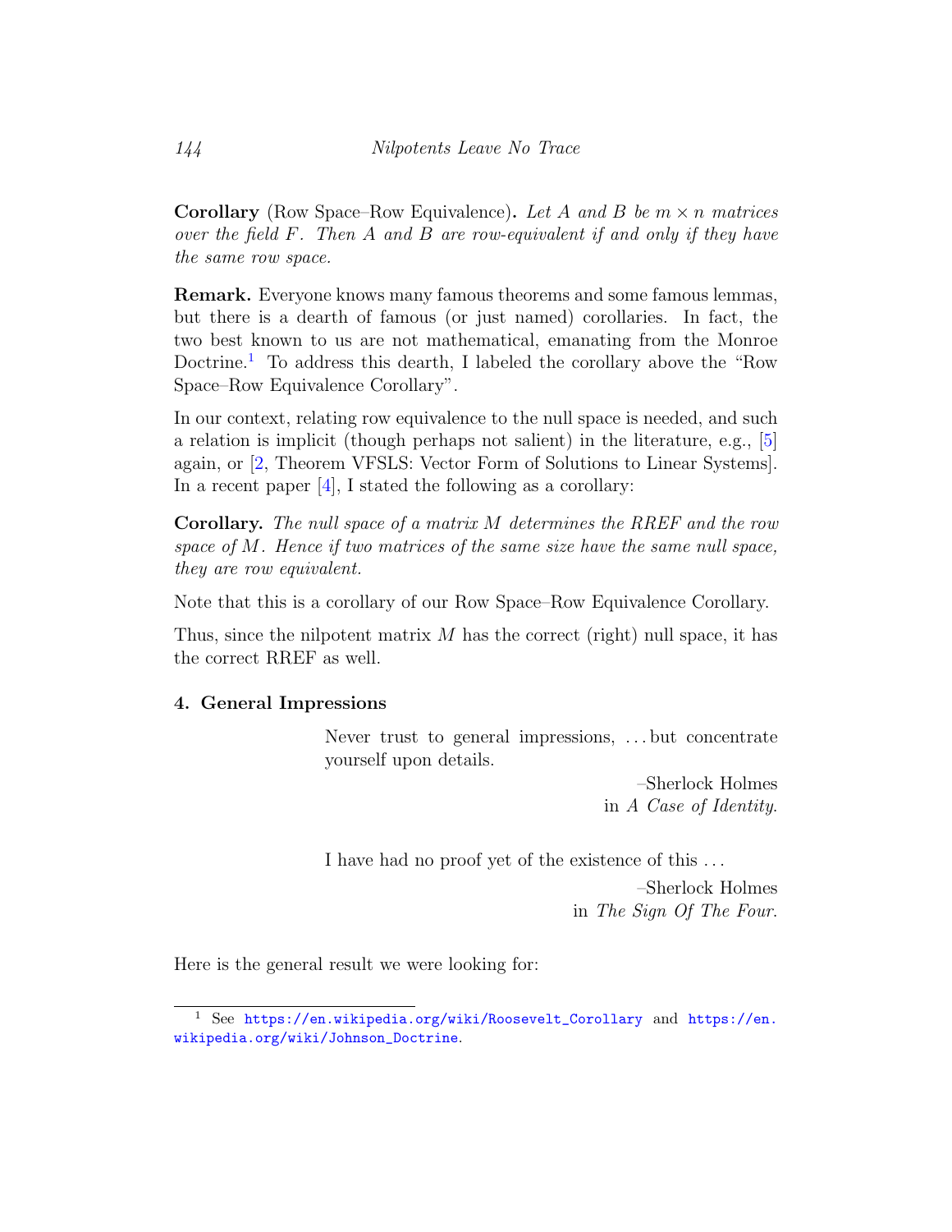**Corollary** (Row Space–Row Equivalence)**.** *Let $A$ and $B$ be $m \times n$ matrices over the field $F$. Then $A$ and $B$ are row-equivalent if and only if they have the same row space.*

**Remark.** Everyone knows many famous theorems and some famous lemmas, but there is a dearth of famous (or just named) corollaries. In fact, the two best known to us are not mathematical, emanating from the Monroe Doctrine.[1] To address this dearth, I labeled the corollary above the "Row Space–Row Equivalence Corollary".

In our context, relating row equivalence to the null space is needed, and such a relation is implicit (though perhaps not salient) in the literature, e.g., [5] again, or [2, Theorem VFSLS: Vector Form of Solutions to Linear Systems]. In a recent paper [4], I stated the following as a corollary:

**Corollary.** *The null space of a matrix $M$ determines the RREF and the row space of $M$. Hence if two matrices of the same size have the same null space, they are row equivalent.*

Note that this is a corollary of our Row Space–Row Equivalence Corollary.

Thus, since the nilpotent matrix $M$ has the correct (right) null space, it has the correct RREF as well.

## 4. General Impressions

> Never trust to general impressions, ...but concentrate yourself upon details.
>
> –Sherlock Holmes in *A Case of Identity*.

> I have had no proof yet of the existence of this ...
>
> –Sherlock Holmes in *The Sign Of The Four*.

Here is the general result we were looking for:

---

[1] See https://en.wikipedia.org/wiki/Roosevelt_Corollary and https://en.wikipedia.org/wiki/Johnson_Doctrine.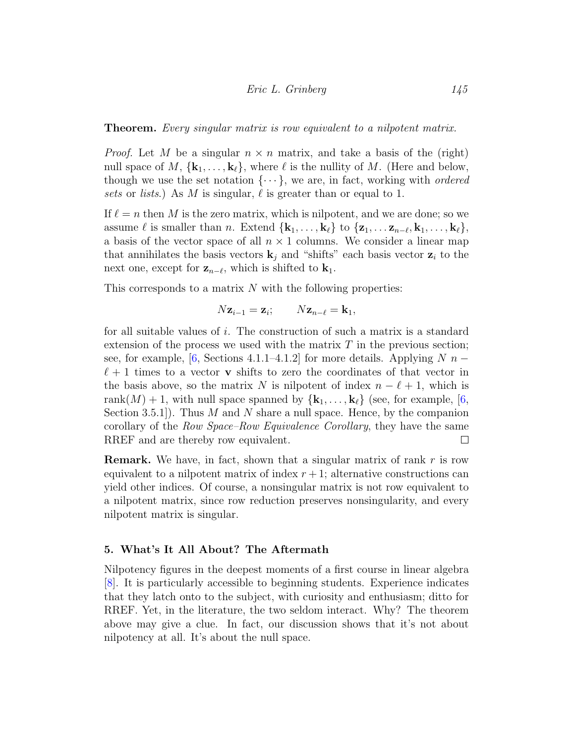**Theorem.** *Every singular matrix is row equivalent to a nilpotent matrix.*

*Proof.* Let $M$ be a singular $n \times n$ matrix, and take a basis of the (right) null space of $M$, $\{\mathbf{k}_1, \ldots, \mathbf{k}_\ell\}$, where $\ell$ is the nullity of $M$. (Here and below, though we use the set notation $\{\cdots\}$, we are, in fact, working with *ordered sets* or *lists*.) As $M$ is singular, $\ell$ is greater than or equal to 1.

If $\ell = n$ then $M$ is the zero matrix, which is nilpotent, and we are done; so we assume $\ell$ is smaller than $n$. Extend $\{\mathbf{k}_1, \ldots, \mathbf{k}_\ell\}$ to $\{\mathbf{z}_1, \ldots \mathbf{z}_{n-\ell}, \mathbf{k}_1, \ldots, \mathbf{k}_\ell\}$, a basis of the vector space of all $n \times 1$ columns. We consider a linear map that annihilates the basis vectors $\mathbf{k}_j$ and "shifts" each basis vector $\mathbf{z}_i$ to the next one, except for $\mathbf{z}_{n-\ell}$, which is shifted to $\mathbf{k}_1$.

This corresponds to a matrix $N$ with the following properties:

$$N\mathbf{z}_{i-1} = \mathbf{z}_i; \qquad N\mathbf{z}_{n-\ell} = \mathbf{k}_1,$$

for all suitable values of $i$. The construction of such a matrix is a standard extension of the process we used with the matrix $T$ in the previous section; see, for example, [6, Sections 4.1.1–4.1.2] for more details. Applying $N$ $n - \ell + 1$ times to a vector $\mathbf{v}$ shifts to zero the coordinates of that vector in the basis above, so the matrix $N$ is nilpotent of index $n - \ell + 1$, which is $\operatorname{rank}(M) + 1$, with null space spanned by $\{\mathbf{k}_1, \ldots, \mathbf{k}_\ell\}$ (see, for example, [6, Section 3.5.1]). Thus $M$ and $N$ share a null space. Hence, by the companion corollary of the *Row Space–Row Equivalence Corollary*, they have the same RREF and are thereby row equivalent. □

**Remark.** We have, in fact, shown that a singular matrix of rank $r$ is row equivalent to a nilpotent matrix of index $r + 1$; alternative constructions can yield other indices. Of course, a nonsingular matrix is not row equivalent to a nilpotent matrix, since row reduction preserves nonsingularity, and every nilpotent matrix is singular.

## 5. What's It All About? The Aftermath

Nilpotency figures in the deepest moments of a first course in linear algebra [8]. It is particularly accessible to beginning students. Experience indicates that they latch onto to the subject, with curiosity and enthusiasm; ditto for RREF. Yet, in the literature, the two seldom interact. Why? The theorem above may give a clue. In fact, our discussion shows that it's not about nilpotency at all. It's about the null space.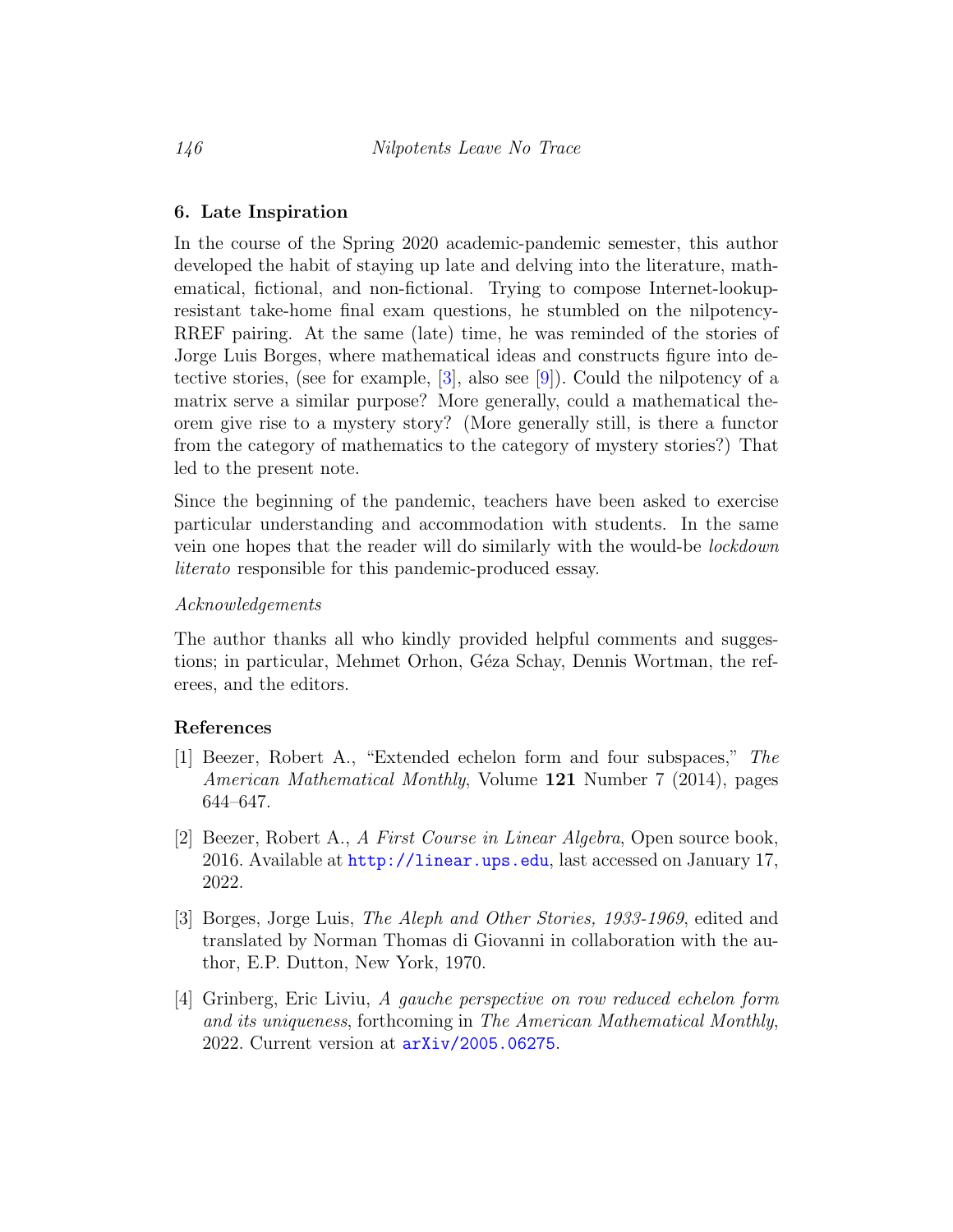## 6. Late Inspiration

In the course of the Spring 2020 academic-pandemic semester, this author developed the habit of staying up late and delving into the literature, mathematical, fictional, and non-fictional. Trying to compose Internet-lookup-resistant take-home final exam questions, he stumbled on the nilpotency-RREF pairing. At the same (late) time, he was reminded of the stories of Jorge Luis Borges, where mathematical ideas and constructs figure into detective stories, (see for example, [3], also see [9]). Could the nilpotency of a matrix serve a similar purpose? More generally, could a mathematical theorem give rise to a mystery story? (More generally still, is there a functor from the category of mathematics to the category of mystery stories?) That led to the present note.

Since the beginning of the pandemic, teachers have been asked to exercise particular understanding and accommodation with students. In the same vein one hopes that the reader will do similarly with the would-be *lockdown literato* responsible for this pandemic-produced essay.

*Acknowledgements*

The author thanks all who kindly provided helpful comments and suggestions; in particular, Mehmet Orhon, Géza Schay, Dennis Wortman, the referees, and the editors.

## References

[1] Beezer, Robert A., "Extended echelon form and four subspaces," *The American Mathematical Monthly*, Volume **121** Number 7 (2014), pages 644–647.

[2] Beezer, Robert A., *A First Course in Linear Algebra*, Open source book, 2016. Available at http://linear.ups.edu, last accessed on January 17, 2022.

[3] Borges, Jorge Luis, *The Aleph and Other Stories, 1933-1969*, edited and translated by Norman Thomas di Giovanni in collaboration with the author, E.P. Dutton, New York, 1970.

[4] Grinberg, Eric Liviu, *A gauche perspective on row reduced echelon form and its uniqueness*, forthcoming in *The American Mathematical Monthly*, 2022. Current version at arXiv/2005.06275.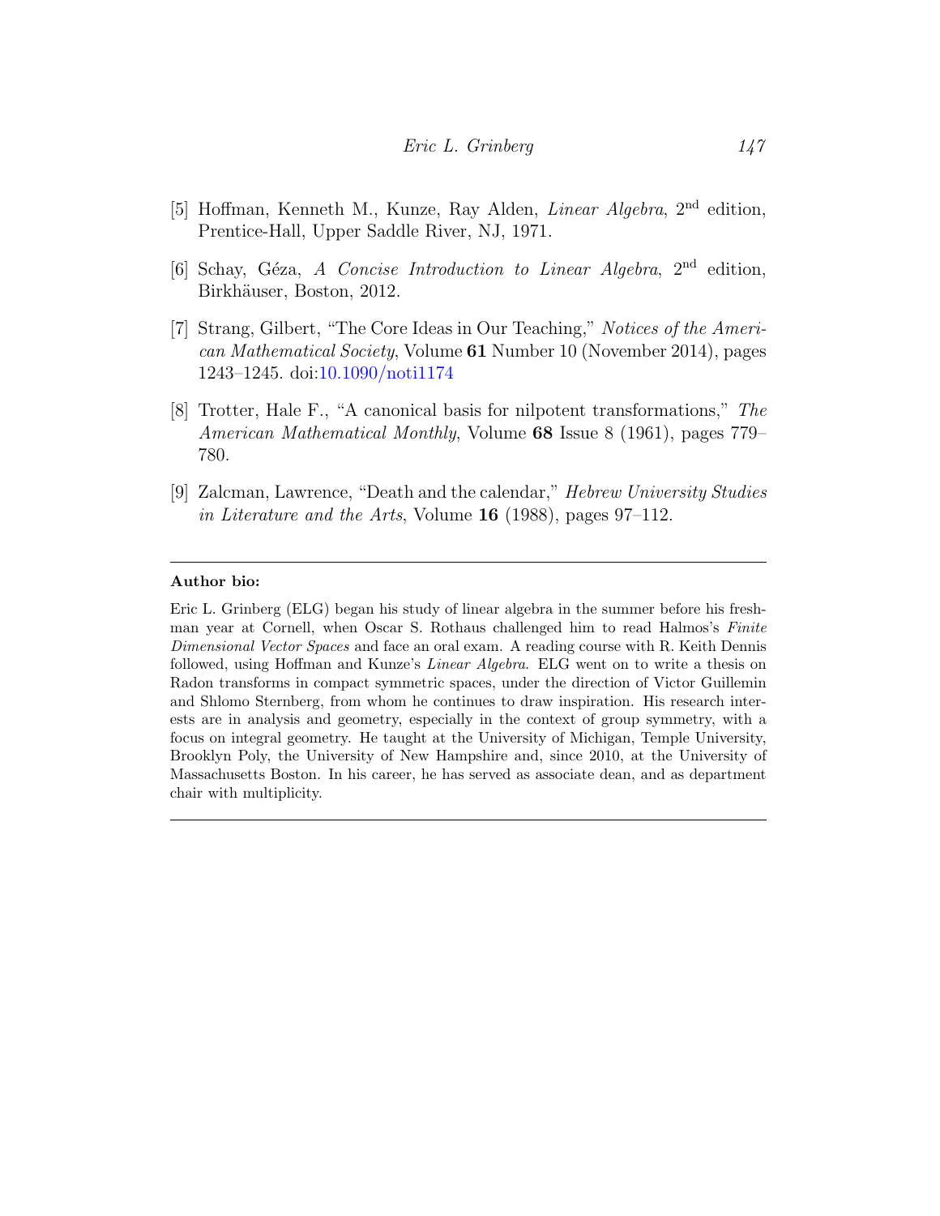[5] Hoffman, Kenneth M., Kunze, Ray Alden, *Linear Algebra*, 2nd edition, Prentice-Hall, Upper Saddle River, NJ, 1971.

[6] Schay, Géza, *A Concise Introduction to Linear Algebra*, 2nd edition, Birkhäuser, Boston, 2012.

[7] Strang, Gilbert, "The Core Ideas in Our Teaching," *Notices of the American Mathematical Society*, Volume **61** Number 10 (November 2014), pages 1243–1245. doi:10.1090/noti1174

[8] Trotter, Hale F., "A canonical basis for nilpotent transformations," *The American Mathematical Monthly*, Volume **68** Issue 8 (1961), pages 779–780.

[9] Zalcman, Lawrence, "Death and the calendar," *Hebrew University Studies in Literature and the Arts*, Volume **16** (1988), pages 97–112.

---

**Author bio:**

Eric L. Grinberg (ELG) began his study of linear algebra in the summer before his freshman year at Cornell, when Oscar S. Rothaus challenged him to read Halmos's *Finite Dimensional Vector Spaces* and face an oral exam. A reading course with R. Keith Dennis followed, using Hoffman and Kunze's *Linear Algebra*. ELG went on to write a thesis on Radon transforms in compact symmetric spaces, under the direction of Victor Guillemin and Shlomo Sternberg, from whom he continues to draw inspiration. His research interests are in analysis and geometry, especially in the context of group symmetry, with a focus on integral geometry. He taught at the University of Michigan, Temple University, Brooklyn Poly, the University of New Hampshire and, since 2010, at the University of Massachusetts Boston. In his career, he has served as associate dean, and as department chair with multiplicity.